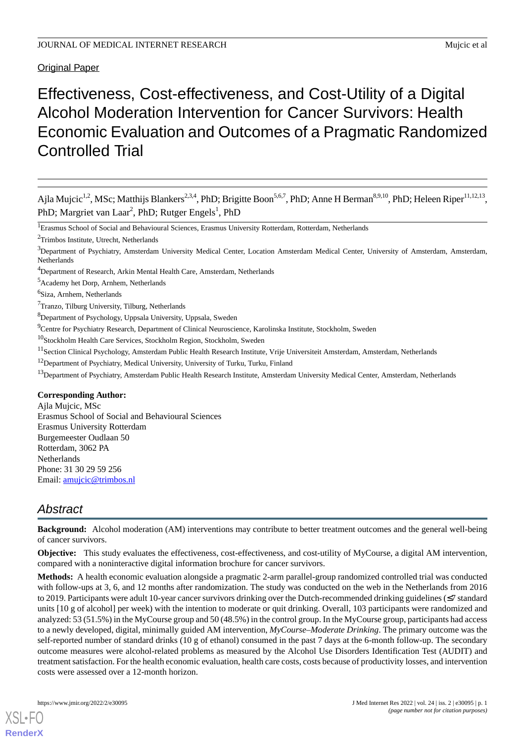Original Paper

# Effectiveness, Cost-effectiveness, and Cost-Utility of a Digital Alcohol Moderation Intervention for Cancer Survivors: Health Economic Evaluation and Outcomes of a Pragmatic Randomized Controlled Trial

Ajla Mujcic[1,2], MSc; Matthijs Blankers[2,3,4], PhD; Brigitte Boon[5,6,7], PhD; Anne H Berman[8,9,10], PhD; Heleen Riper[11,12,13], PhD; Margriet van Laar[2], PhD; Rutger Engels[1], PhD

[1]Erasmus School of Social and Behavioural Sciences, Erasmus University Rotterdam, Rotterdam, Netherlands

[2]Trimbos Institute, Utrecht, Netherlands

[3]Department of Psychiatry, Amsterdam University Medical Center, Location Amsterdam Medical Center, University of Amsterdam, Amsterdam, Netherlands

[4]Department of Research, Arkin Mental Health Care, Amsterdam, Netherlands

[5]Academy het Dorp, Arnhem, Netherlands

[6]Siza, Arnhem, Netherlands

[7]Tranzo, Tilburg University, Tilburg, Netherlands

[8]Department of Psychology, Uppsala University, Uppsala, Sweden

[9]Centre for Psychiatry Research, Department of Clinical Neuroscience, Karolinska Institute, Stockholm, Sweden

[10]Stockholm Health Care Services, Stockholm Region, Stockholm, Sweden

[11]Section Clinical Psychology, Amsterdam Public Health Research Institute, Vrije Universiteit Amsterdam, Amsterdam, Netherlands

[12]Department of Psychiatry, Medical University, University of Turku, Turku, Finland

[13]Department of Psychiatry, Amsterdam Public Health Research Institute, Amsterdam University Medical Center, Amsterdam, Netherlands

**Corresponding Author:**
Ajla Mujcic, MSc
Erasmus School of Social and Behavioural Sciences
Erasmus University Rotterdam
Burgemeester Oudlaan 50
Rotterdam, 3062 PA
Netherlands
Phone: 31 30 29 59 256
Email: amujcic@trimbos.nl

## Abstract

**Background:** Alcohol moderation (AM) interventions may contribute to better treatment outcomes and the general well-being of cancer survivors.

**Objective:** This study evaluates the effectiveness, cost-effectiveness, and cost-utility of MyCourse, a digital AM intervention, compared with a noninteractive digital information brochure for cancer survivors.

**Methods:** A health economic evaluation alongside a pragmatic 2-arm parallel-group randomized controlled trial was conducted with follow-ups at 3, 6, and 12 months after randomization. The study was conducted on the web in the Netherlands from 2016 to 2019. Participants were adult 10-year cancer survivors drinking over the Dutch-recommended drinking guidelines (≤7 standard units [10 g of alcohol] per week) with the intention to moderate or quit drinking. Overall, 103 participants were randomized and analyzed: 53 (51.5%) in the MyCourse group and 50 (48.5%) in the control group. In the MyCourse group, participants had access to a newly developed, digital, minimally guided AM intervention, *MyCourse–Moderate Drinking*. The primary outcome was the self-reported number of standard drinks (10 g of ethanol) consumed in the past 7 days at the 6-month follow-up. The secondary outcome measures were alcohol-related problems as measured by the Alcohol Use Disorders Identification Test (AUDIT) and treatment satisfaction. For the health economic evaluation, health care costs, costs because of productivity losses, and intervention costs were assessed over a 12-month horizon.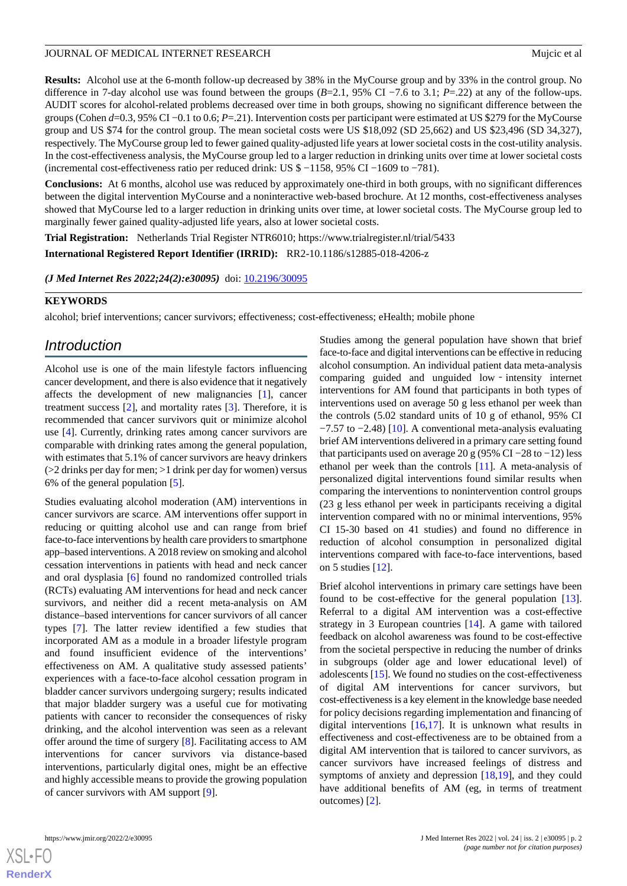**Results:** Alcohol use at the 6-month follow-up decreased by 38% in the MyCourse group and by 33% in the control group. No difference in 7-day alcohol use was found between the groups (*B*=2.1, 95% CI −7.6 to 3.1; *P*=.22) at any of the follow-ups. AUDIT scores for alcohol-related problems decreased over time in both groups, showing no significant difference between the groups (Cohen *d*=0.3, 95% CI −0.1 to 0.6; *P*=.21). Intervention costs per participant were estimated at US $279 for the MyCourse group and US $74 for the control group. The mean societal costs were US $18,092 (SD 25,662) and US $23,496 (SD 34,327), respectively. The MyCourse group led to fewer gained quality-adjusted life years at lower societal costs in the cost-utility analysis. In the cost-effectiveness analysis, the MyCourse group led to a larger reduction in drinking units over time at lower societal costs (incremental cost-effectiveness ratio per reduced drink: US $ −1158, 95% CI −1609 to −781).

**Conclusions:** At 6 months, alcohol use was reduced by approximately one-third in both groups, with no significant differences between the digital intervention MyCourse and a noninteractive web-based brochure. At 12 months, cost-effectiveness analyses showed that MyCourse led to a larger reduction in drinking units over time, at lower societal costs. The MyCourse group led to marginally fewer gained quality-adjusted life years, also at lower societal costs.

**Trial Registration:** Netherlands Trial Register NTR6010; https://www.trialregister.nl/trial/5433

**International Registered Report Identifier (IRRID):** RR2-10.1186/s12885-018-4206-z

***(J Med Internet Res 2022;24(2):e30095)*** doi: 10.2196/30095

**KEYWORDS**

alcohol; brief interventions; cancer survivors; effectiveness; cost-effectiveness; eHealth; mobile phone

## Introduction

Alcohol use is one of the main lifestyle factors influencing cancer development, and there is also evidence that it negatively affects the development of new malignancies [1], cancer treatment success [2], and mortality rates [3]. Therefore, it is recommended that cancer survivors quit or minimize alcohol use [4]. Currently, drinking rates among cancer survivors are comparable with drinking rates among the general population, with estimates that 5.1% of cancer survivors are heavy drinkers (>2 drinks per day for men; >1 drink per day for women) versus 6% of the general population [5].

Studies evaluating alcohol moderation (AM) interventions in cancer survivors are scarce. AM interventions offer support in reducing or quitting alcohol use and can range from brief face-to-face interventions by health care providers to smartphone app–based interventions. A 2018 review on smoking and alcohol cessation interventions in patients with head and neck cancer and oral dysplasia [6] found no randomized controlled trials (RCTs) evaluating AM interventions for head and neck cancer survivors, and neither did a recent meta-analysis on AM distance–based interventions for cancer survivors of all cancer types [7]. The latter review identified a few studies that incorporated AM as a module in a broader lifestyle program and found insufficient evidence of the interventions' effectiveness on AM. A qualitative study assessed patients' experiences with a face-to-face alcohol cessation program in bladder cancer survivors undergoing surgery; results indicated that major bladder surgery was a useful cue for motivating patients with cancer to reconsider the consequences of risky drinking, and the alcohol intervention was seen as a relevant offer around the time of surgery [8]. Facilitating access to AM interventions for cancer survivors via distance-based interventions, particularly digital ones, might be an effective and highly accessible means to provide the growing population of cancer survivors with AM support [9].

Studies among the general population have shown that brief face-to-face and digital interventions can be effective in reducing alcohol consumption. An individual patient data meta-analysis comparing guided and unguided low‐intensity internet interventions for AM found that participants in both types of interventions used on average 50 g less ethanol per week than the controls (5.02 standard units of 10 g of ethanol, 95% CI −7.57 to −2.48) [10]. A conventional meta-analysis evaluating brief AM interventions delivered in a primary care setting found that participants used on average 20 g (95% CI −28 to −12) less ethanol per week than the controls [11]. A meta-analysis of personalized digital interventions found similar results when comparing the interventions to nonintervention control groups (23 g less ethanol per week in participants receiving a digital intervention compared with no or minimal interventions, 95% CI 15-30 based on 41 studies) and found no difference in reduction of alcohol consumption in personalized digital interventions compared with face-to-face interventions, based on 5 studies [12].

Brief alcohol interventions in primary care settings have been found to be cost-effective for the general population [13]. Referral to a digital AM intervention was a cost-effective strategy in 3 European countries [14]. A game with tailored feedback on alcohol awareness was found to be cost-effective from the societal perspective in reducing the number of drinks in subgroups (older age and lower educational level) of adolescents [15]. We found no studies on the cost-effectiveness of digital AM interventions for cancer survivors, but cost-effectiveness is a key element in the knowledge base needed for policy decisions regarding implementation and financing of digital interventions [16,17]. It is unknown what results in effectiveness and cost-effectiveness are to be obtained from a digital AM intervention that is tailored to cancer survivors, as cancer survivors have increased feelings of distress and symptoms of anxiety and depression [18,19], and they could have additional benefits of AM (eg, in terms of treatment outcomes) [2].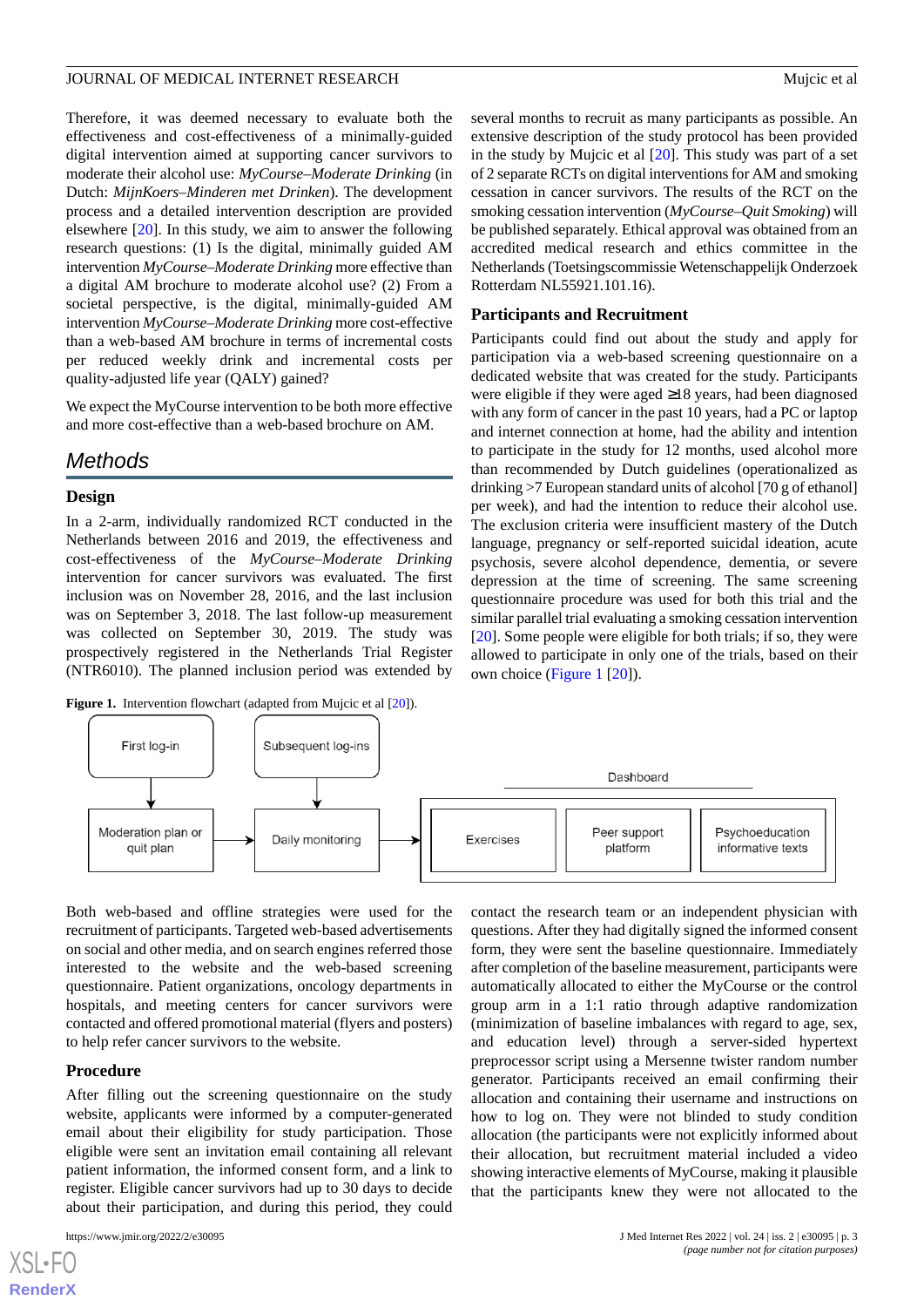Therefore, it was deemed necessary to evaluate both the effectiveness and cost-effectiveness of a minimally-guided digital intervention aimed at supporting cancer survivors to moderate their alcohol use: *MyCourse–Moderate Drinking* (in Dutch: *MijnKoers–Minderen met Drinken*). The development process and a detailed intervention description are provided elsewhere [20]. In this study, we aim to answer the following research questions: (1) Is the digital, minimally guided AM intervention *MyCourse–Moderate Drinking* more effective than a digital AM brochure to moderate alcohol use? (2) From a societal perspective, is the digital, minimally-guided AM intervention *MyCourse–Moderate Drinking* more cost-effective than a web-based AM brochure in terms of incremental costs per reduced weekly drink and incremental costs per quality-adjusted life year (QALY) gained?

We expect the MyCourse intervention to be both more effective and more cost-effective than a web-based brochure on AM.

## Methods

### Design

In a 2-arm, individually randomized RCT conducted in the Netherlands between 2016 and 2019, the effectiveness and cost-effectiveness of the *MyCourse–Moderate Drinking* intervention for cancer survivors was evaluated. The first inclusion was on November 28, 2016, and the last inclusion was on September 3, 2018. The last follow-up measurement was collected on September 30, 2019. The study was prospectively registered in the Netherlands Trial Register (NTR6010). The planned inclusion period was extended by several months to recruit as many participants as possible. An extensive description of the study protocol has been provided in the study by Mujcic et al [20]. This study was part of a set of 2 separate RCTs on digital interventions for AM and smoking cessation in cancer survivors. The results of the RCT on the smoking cessation intervention (*MyCourse–Quit Smoking*) will be published separately. Ethical approval was obtained from an accredited medical research and ethics committee in the Netherlands (Toetsingscommissie Wetenschappelijk Onderzoek Rotterdam NL55921.101.16).

### Participants and Recruitment

Participants could find out about the study and apply for participation via a web-based screening questionnaire on a dedicated website that was created for the study. Participants were eligible if they were aged ≥18 years, had been diagnosed with any form of cancer in the past 10 years, had a PC or laptop and internet connection at home, had the ability and intention to participate in the study for 12 months, used alcohol more than recommended by Dutch guidelines (operationalized as drinking >7 European standard units of alcohol [70 g of ethanol] per week), and had the intention to reduce their alcohol use. The exclusion criteria were insufficient mastery of the Dutch language, pregnancy or self-reported suicidal ideation, acute psychosis, severe alcohol dependence, dementia, or severe depression at the time of screening. The same screening questionnaire procedure was used for both this trial and the similar parallel trial evaluating a smoking cessation intervention [20]. Some people were eligible for both trials; if so, they were allowed to participate in only one of the trials, based on their own choice (Figure 1 [20]).

**Figure 1.** Intervention flowchart (adapted from Mujcic et al [20]).

Both web-based and offline strategies were used for the recruitment of participants. Targeted web-based advertisements on social and other media, and on search engines referred those interested to the website and the web-based screening questionnaire. Patient organizations, oncology departments in hospitals, and meeting centers for cancer survivors were contacted and offered promotional material (flyers and posters) to help refer cancer survivors to the website.

### Procedure

After filling out the screening questionnaire on the study website, applicants were informed by a computer-generated email about their eligibility for study participation. Those eligible were sent an invitation email containing all relevant patient information, the informed consent form, and a link to register. Eligible cancer survivors had up to 30 days to decide about their participation, and during this period, they could contact the research team or an independent physician with questions. After they had digitally signed the informed consent form, they were sent the baseline questionnaire. Immediately after completion of the baseline measurement, participants were automatically allocated to either the MyCourse or the control group arm in a 1:1 ratio through adaptive randomization (minimization of baseline imbalances with regard to age, sex, and education level) through a server-sided hypertext preprocessor script using a Mersenne twister random number generator. Participants received an email confirming their allocation and containing their username and instructions on how to log on. They were not blinded to study condition allocation (the participants were not explicitly informed about their allocation, but recruitment material included a video showing interactive elements of MyCourse, making it plausible that the participants knew they were not allocated to the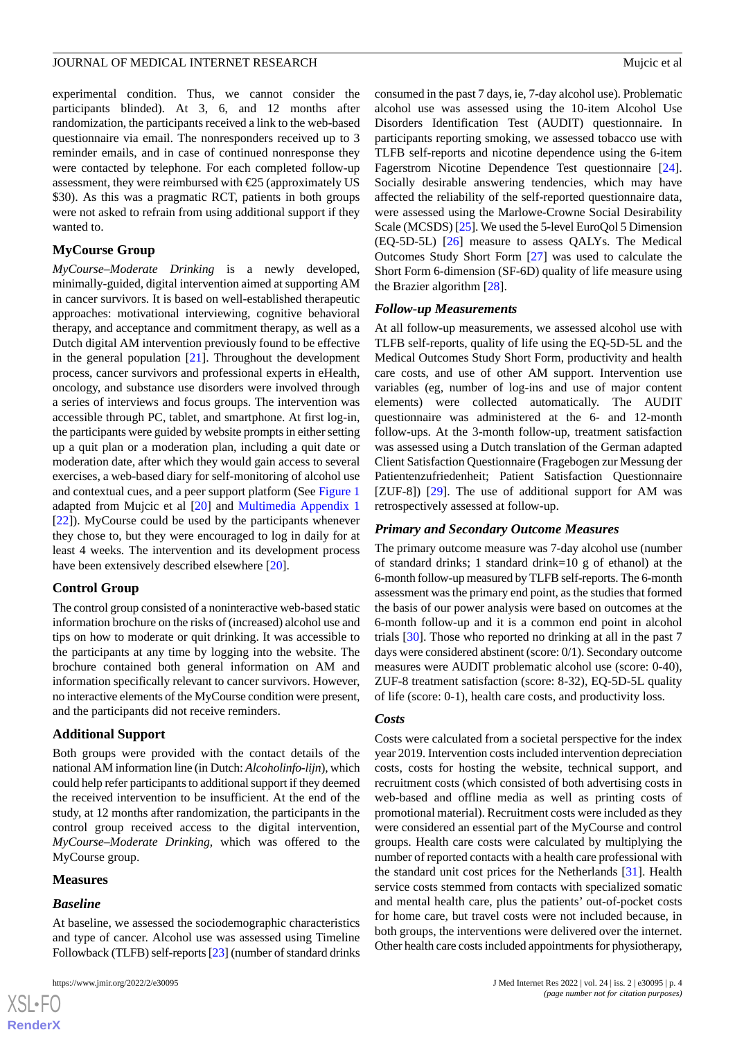experimental condition. Thus, we cannot consider the participants blinded). At 3, 6, and 12 months after randomization, the participants received a link to the web-based questionnaire via email. The nonresponders received up to 3 reminder emails, and in case of continued nonresponse they were contacted by telephone. For each completed follow-up assessment, they were reimbursed with €25 (approximately US $30). As this was a pragmatic RCT, patients in both groups were not asked to refrain from using additional support if they wanted to.

### MyCourse Group

*MyCourse–Moderate Drinking* is a newly developed, minimally-guided, digital intervention aimed at supporting AM in cancer survivors. It is based on well-established therapeutic approaches: motivational interviewing, cognitive behavioral therapy, and acceptance and commitment therapy, as well as a Dutch digital AM intervention previously found to be effective in the general population [21]. Throughout the development process, cancer survivors and professional experts in eHealth, oncology, and substance use disorders were involved through a series of interviews and focus groups. The intervention was accessible through PC, tablet, and smartphone. At first log-in, the participants were guided by website prompts in either setting up a quit plan or a moderation plan, including a quit date or moderation date, after which they would gain access to several exercises, a web-based diary for self-monitoring of alcohol use and contextual cues, and a peer support platform (See Figure 1 adapted from Mujcic et al [20] and Multimedia Appendix 1 [22]). MyCourse could be used by the participants whenever they chose to, but they were encouraged to log in daily for at least 4 weeks. The intervention and its development process have been extensively described elsewhere [20].

### Control Group

The control group consisted of a noninteractive web-based static information brochure on the risks of (increased) alcohol use and tips on how to moderate or quit drinking. It was accessible to the participants at any time by logging into the website. The brochure contained both general information on AM and information specifically relevant to cancer survivors. However, no interactive elements of the MyCourse condition were present, and the participants did not receive reminders.

### Additional Support

Both groups were provided with the contact details of the national AM information line (in Dutch: *Alcoholinfo-lijn*), which could help refer participants to additional support if they deemed the received intervention to be insufficient. At the end of the study, at 12 months after randomization, the participants in the control group received access to the digital intervention, *MyCourse–Moderate Drinking*, which was offered to the MyCourse group.

### Measures

#### *Baseline*

At baseline, we assessed the sociodemographic characteristics and type of cancer. Alcohol use was assessed using Timeline Followback (TLFB) self-reports [23] (number of standard drinks consumed in the past 7 days, ie, 7-day alcohol use). Problematic alcohol use was assessed using the 10-item Alcohol Use Disorders Identification Test (AUDIT) questionnaire. In participants reporting smoking, we assessed tobacco use with TLFB self-reports and nicotine dependence using the 6-item Fagerstrom Nicotine Dependence Test questionnaire [24]. Socially desirable answering tendencies, which may have affected the reliability of the self-reported questionnaire data, were assessed using the Marlowe-Crowne Social Desirability Scale (MCSDS) [25]. We used the 5-level EuroQol 5 Dimension (EQ-5D-5L) [26] measure to assess QALYs. The Medical Outcomes Study Short Form [27] was used to calculate the Short Form 6-dimension (SF-6D) quality of life measure using the Brazier algorithm [28].

#### *Follow-up Measurements*

At all follow-up measurements, we assessed alcohol use with TLFB self-reports, quality of life using the EQ-5D-5L and the Medical Outcomes Study Short Form, productivity and health care costs, and use of other AM support. Intervention use variables (eg, number of log-ins and use of major content elements) were collected automatically. The AUDIT questionnaire was administered at the 6- and 12-month follow-ups. At the 3-month follow-up, treatment satisfaction was assessed using a Dutch translation of the German adapted Client Satisfaction Questionnaire (Fragebogen zur Messung der Patientenzufriedenheit; Patient Satisfaction Questionnaire [ZUF-8]) [29]. The use of additional support for AM was retrospectively assessed at follow-up.

#### *Primary and Secondary Outcome Measures*

The primary outcome measure was 7-day alcohol use (number of standard drinks; 1 standard drink=10 g of ethanol) at the 6-month follow-up measured by TLFB self-reports. The 6-month assessment was the primary end point, as the studies that formed the basis of our power analysis were based on outcomes at the 6-month follow-up and it is a common end point in alcohol trials [30]. Those who reported no drinking at all in the past 7 days were considered abstinent (score: 0/1). Secondary outcome measures were AUDIT problematic alcohol use (score: 0-40), ZUF-8 treatment satisfaction (score: 8-32), EQ-5D-5L quality of life (score: 0-1), health care costs, and productivity loss.

#### *Costs*

Costs were calculated from a societal perspective for the index year 2019. Intervention costs included intervention depreciation costs, costs for hosting the website, technical support, and recruitment costs (which consisted of both advertising costs in web-based and offline media as well as printing costs of promotional material). Recruitment costs were included as they were considered an essential part of the MyCourse and control groups. Health care costs were calculated by multiplying the number of reported contacts with a health care professional with the standard unit cost prices for the Netherlands [31]. Health service costs stemmed from contacts with specialized somatic and mental health care, plus the patients' out-of-pocket costs for home care, but travel costs were not included because, in both groups, the interventions were delivered over the internet. Other health care costs included appointments for physiotherapy,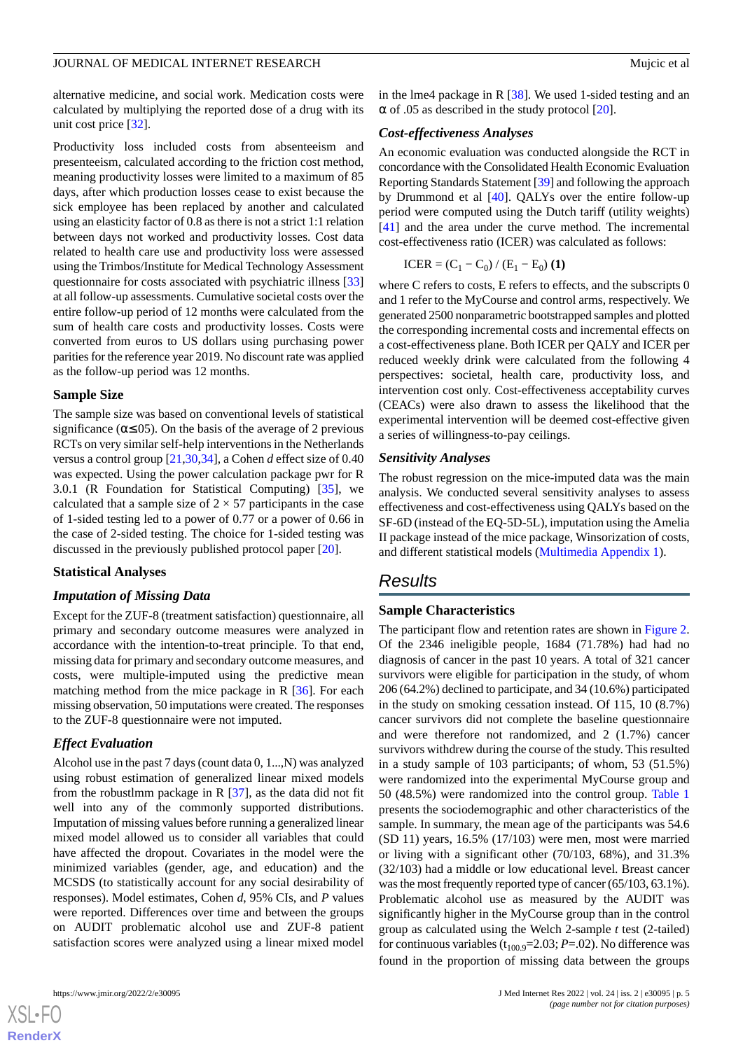alternative medicine, and social work. Medication costs were calculated by multiplying the reported dose of a drug with its unit cost price [32].

Productivity loss included costs from absenteeism and presenteeism, calculated according to the friction cost method, meaning productivity losses were limited to a maximum of 85 days, after which production losses cease to exist because the sick employee has been replaced by another and calculated using an elasticity factor of 0.8 as there is not a strict 1:1 relation between days not worked and productivity losses. Cost data related to health care use and productivity loss were assessed using the Trimbos/Institute for Medical Technology Assessment questionnaire for costs associated with psychiatric illness [33] at all follow-up assessments. Cumulative societal costs over the entire follow-up period of 12 months were calculated from the sum of health care costs and productivity losses. Costs were converted from euros to US dollars using purchasing power parities for the reference year 2019. No discount rate was applied as the follow-up period was 12 months.

### Sample Size

The sample size was based on conventional levels of statistical significance (α≤.05). On the basis of the average of 2 previous RCTs on very similar self-help interventions in the Netherlands versus a control group [21,30,34], a Cohen *d* effect size of 0.40 was expected. Using the power calculation package pwr for R 3.0.1 (R Foundation for Statistical Computing) [35], we calculated that a sample size of 2 × 57 participants in the case of 1-sided testing led to a power of 0.77 or a power of 0.66 in the case of 2-sided testing. The choice for 1-sided testing was discussed in the previously published protocol paper [20].

### Statistical Analyses

#### Imputation of Missing Data

Except for the ZUF-8 (treatment satisfaction) questionnaire, all primary and secondary outcome measures were analyzed in accordance with the intention-to-treat principle. To that end, missing data for primary and secondary outcome measures, and costs, were multiple-imputed using the predictive mean matching method from the mice package in R [36]. For each missing observation, 50 imputations were created. The responses to the ZUF-8 questionnaire were not imputed.

#### Effect Evaluation

Alcohol use in the past 7 days (count data 0, 1...,N) was analyzed using robust estimation of generalized linear mixed models from the robustlmm package in R [37], as the data did not fit well into any of the commonly supported distributions. Imputation of missing values before running a generalized linear mixed model allowed us to consider all variables that could have affected the dropout. Covariates in the model were the minimized variables (gender, age, and education) and the MCSDS (to statistically account for any social desirability of responses). Model estimates, Cohen *d*, 95% CIs, and *P* values were reported. Differences over time and between the groups on AUDIT problematic alcohol use and ZUF-8 patient satisfaction scores were analyzed using a linear mixed model in the lme4 package in R [38]. We used 1-sided testing and an α of .05 as described in the study protocol [20].

#### Cost-effectiveness Analyses

An economic evaluation was conducted alongside the RCT in concordance with the Consolidated Health Economic Evaluation Reporting Standards Statement [39] and following the approach by Drummond et al [40]. QALYs over the entire follow-up period were computed using the Dutch tariff (utility weights) [41] and the area under the curve method. The incremental cost-effectiveness ratio (ICER) was calculated as follows:

$$\text{ICER} = (C_1 - C_0) / (E_1 - E_0) \quad \textbf{(1)}$$

where C refers to costs, E refers to effects, and the subscripts 0 and 1 refer to the MyCourse and control arms, respectively. We generated 2500 nonparametric bootstrapped samples and plotted the corresponding incremental costs and incremental effects on a cost-effectiveness plane. Both ICER per QALY and ICER per reduced weekly drink were calculated from the following 4 perspectives: societal, health care, productivity loss, and intervention cost only. Cost-effectiveness acceptability curves (CEACs) were also drawn to assess the likelihood that the experimental intervention will be deemed cost-effective given a series of willingness-to-pay ceilings.

#### Sensitivity Analyses

The robust regression on the mice-imputed data was the main analysis. We conducted several sensitivity analyses to assess effectiveness and cost-effectiveness using QALYs based on the SF-6D (instead of the EQ-5D-5L), imputation using the Amelia II package instead of the mice package, Winsorization of costs, and different statistical models (Multimedia Appendix 1).

## Results

### Sample Characteristics

The participant flow and retention rates are shown in Figure 2. Of the 2346 ineligible people, 1684 (71.78%) had had no diagnosis of cancer in the past 10 years. A total of 321 cancer survivors were eligible for participation in the study, of whom 206 (64.2%) declined to participate, and 34 (10.6%) participated in the study on smoking cessation instead. Of 115, 10 (8.7%) cancer survivors did not complete the baseline questionnaire and were therefore not randomized, and 2 (1.7%) cancer survivors withdrew during the course of the study. This resulted in a study sample of 103 participants; of whom, 53 (51.5%) were randomized into the experimental MyCourse group and 50 (48.5%) were randomized into the control group. Table 1 presents the sociodemographic and other characteristics of the sample. In summary, the mean age of the participants was 54.6 (SD 11) years, 16.5% (17/103) were men, most were married or living with a significant other (70/103, 68%), and 31.3% (32/103) had a middle or low educational level. Breast cancer was the most frequently reported type of cancer (65/103, 63.1%). Problematic alcohol use as measured by the AUDIT was significantly higher in the MyCourse group than in the control group as calculated using the Welch 2-sample *t* test (2-tailed) for continuous variables ($t_{100.9}$=2.03; *P*=.02). No difference was found in the proportion of missing data between the groups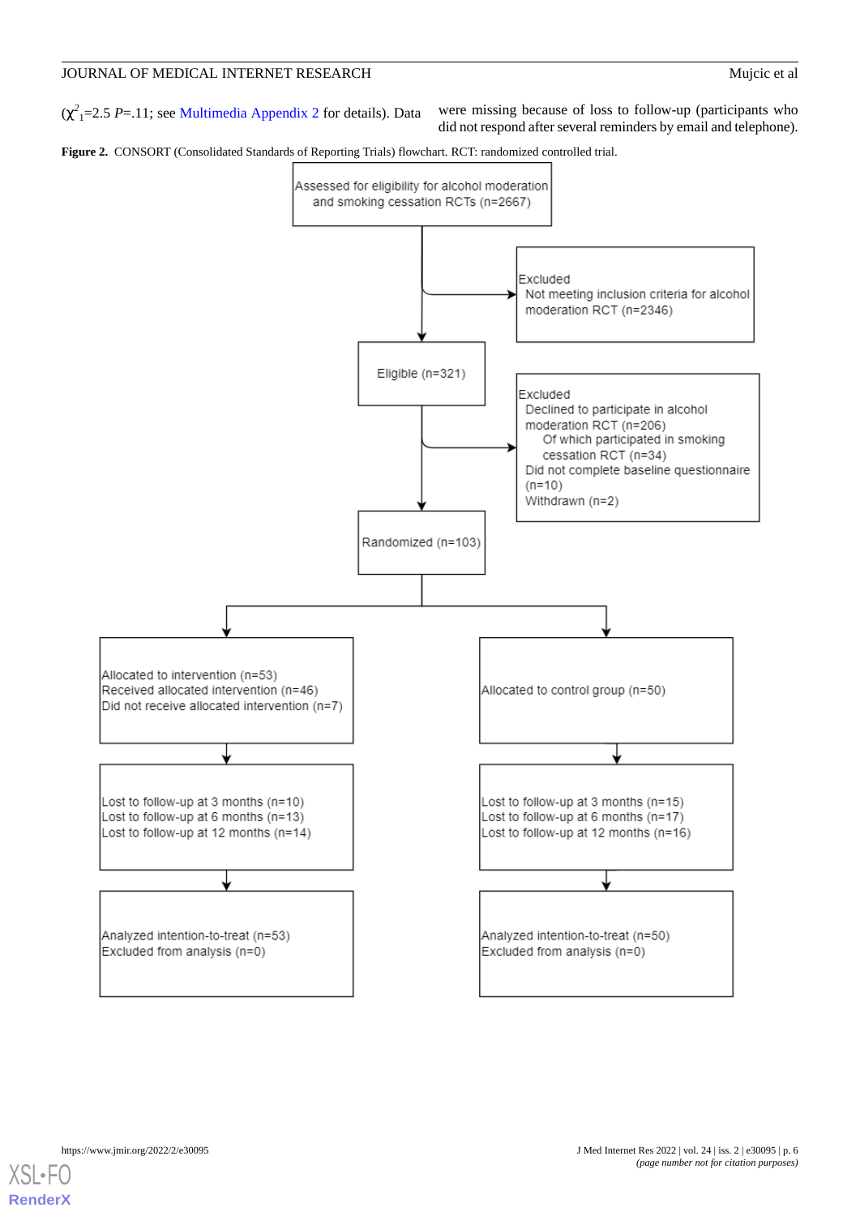($\chi^2_1$=2.5 *P*=.11; see Multimedia Appendix 2 for details). Data were missing because of loss to follow-up (participants who did not respond after several reminders by email and telephone).

**Figure 2.** CONSORT (Consolidated Standards of Reporting Trials) flowchart. RCT: randomized controlled trial.

Assessed for eligibility for alcohol moderation and smoking cessation RCTs (n=2667)

Excluded
- Not meeting inclusion criteria for alcohol moderation RCT (n=2346)

Eligible (n=321)

Excluded
- Declined to participate in alcohol moderation RCT (n=206)
  - Of which participated in smoking cessation RCT (n=34)
- Did not complete baseline questionnaire (n=10)
- Withdrawn (n=2)

Randomized (n=103)

Allocated to intervention (n=53)
Received allocated intervention (n=46)
Did not receive allocated intervention (n=7)

Allocated to control group (n=50)

Lost to follow-up at 3 months (n=10)
Lost to follow-up at 6 months (n=13)
Lost to follow-up at 12 months (n=14)

Lost to follow-up at 3 months (n=15)
Lost to follow-up at 6 months (n=17)
Lost to follow-up at 12 months (n=16)

Analyzed intention-to-treat (n=53)
Excluded from analysis (n=0)

Analyzed intention-to-treat (n=50)
Excluded from analysis (n=0)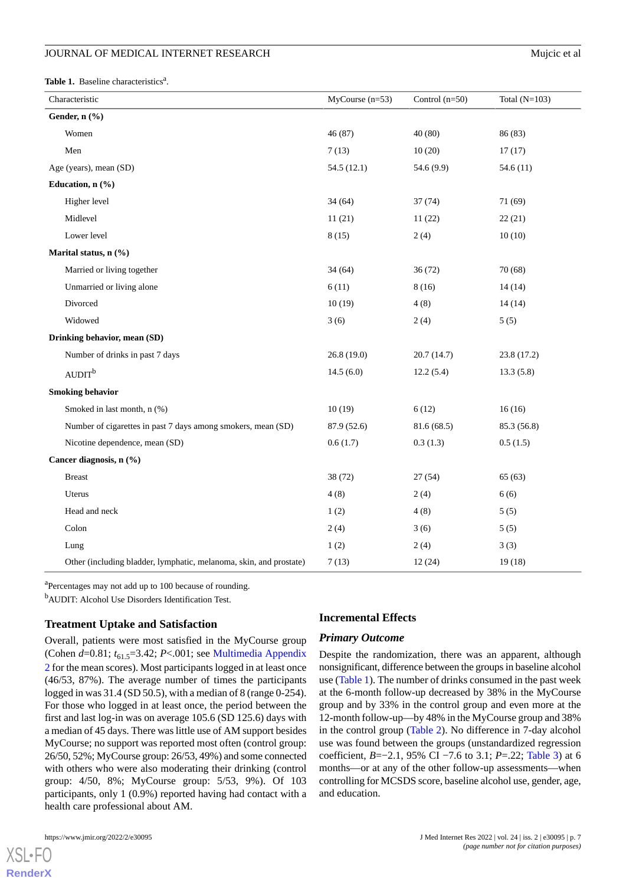**Table 1.** Baseline characteristics[a].

| Characteristic | MyCourse (n=53) | Control (n=50) | Total (N=103) |
|---|---|---|---|
| **Gender, n (%)** | | | |
| Women | 46 (87) | 40 (80) | 86 (83) |
| Men | 7 (13) | 10 (20) | 17 (17) |
| Age (years), mean (SD) | 54.5 (12.1) | 54.6 (9.9) | 54.6 (11) |
| **Education, n (%)** | | | |
| Higher level | 34 (64) | 37 (74) | 71 (69) |
| Midlevel | 11 (21) | 11 (22) | 22 (21) |
| Lower level | 8 (15) | 2 (4) | 10 (10) |
| **Marital status, n (%)** | | | |
| Married or living together | 34 (64) | 36 (72) | 70 (68) |
| Unmarried or living alone | 6 (11) | 8 (16) | 14 (14) |
| Divorced | 10 (19) | 4 (8) | 14 (14) |
| Widowed | 3 (6) | 2 (4) | 5 (5) |
| **Drinking behavior, mean (SD)** | | | |
| Number of drinks in past 7 days | 26.8 (19.0) | 20.7 (14.7) | 23.8 (17.2) |
| AUDIT[b] | 14.5 (6.0) | 12.2 (5.4) | 13.3 (5.8) |
| **Smoking behavior** | | | |
| Smoked in last month, n (%) | 10 (19) | 6 (12) | 16 (16) |
| Number of cigarettes in past 7 days among smokers, mean (SD) | 87.9 (52.6) | 81.6 (68.5) | 85.3 (56.8) |
| Nicotine dependence, mean (SD) | 0.6 (1.7) | 0.3 (1.3) | 0.5 (1.5) |
| **Cancer diagnosis, n (%)** | | | |
| Breast | 38 (72) | 27 (54) | 65 (63) |
| Uterus | 4 (8) | 2 (4) | 6 (6) |
| Head and neck | 1 (2) | 4 (8) | 5 (5) |
| Colon | 2 (4) | 3 (6) | 5 (5) |
| Lung | 1 (2) | 2 (4) | 3 (3) |
| Other (including bladder, lymphatic, melanoma, skin, and prostate) | 7 (13) | 12 (24) | 19 (18) |

[a]Percentages may not add up to 100 because of rounding.

[b]AUDIT: Alcohol Use Disorders Identification Test.

### Treatment Uptake and Satisfaction

Overall, patients were most satisfied in the MyCourse group (Cohen *d*=0.81; $t_{61.5}$=3.42; *P*<.001; see Multimedia Appendix 2 for the mean scores). Most participants logged in at least once (46/53, 87%). The average number of times the participants logged in was 31.4 (SD 50.5), with a median of 8 (range 0-254). For those who logged in at least once, the period between the first and last log-in was on average 105.6 (SD 125.6) days with a median of 45 days. There was little use of AM support besides MyCourse; no support was reported most often (control group: 26/50, 52%; MyCourse group: 26/53, 49%) and some connected with others who were also moderating their drinking (control group: 4/50, 8%; MyCourse group: 5/53, 9%). Of 103 participants, only 1 (0.9%) reported having had contact with a health care professional about AM.

### Incremental Effects

#### Primary Outcome

Despite the randomization, there was an apparent, although nonsignificant, difference between the groups in baseline alcohol use (Table 1). The number of drinks consumed in the past week at the 6-month follow-up decreased by 38% in the MyCourse group and by 33% in the control group and even more at the 12-month follow-up—by 48% in the MyCourse group and 38% in the control group (Table 2). No difference in 7-day alcohol use was found between the groups (unstandardized regression coefficient, *B*=−2.1, 95% CI −7.6 to 3.1; *P*=.22; Table 3) at 6 months—or at any of the other follow-up assessments—when controlling for MCSDS score, baseline alcohol use, gender, age, and education.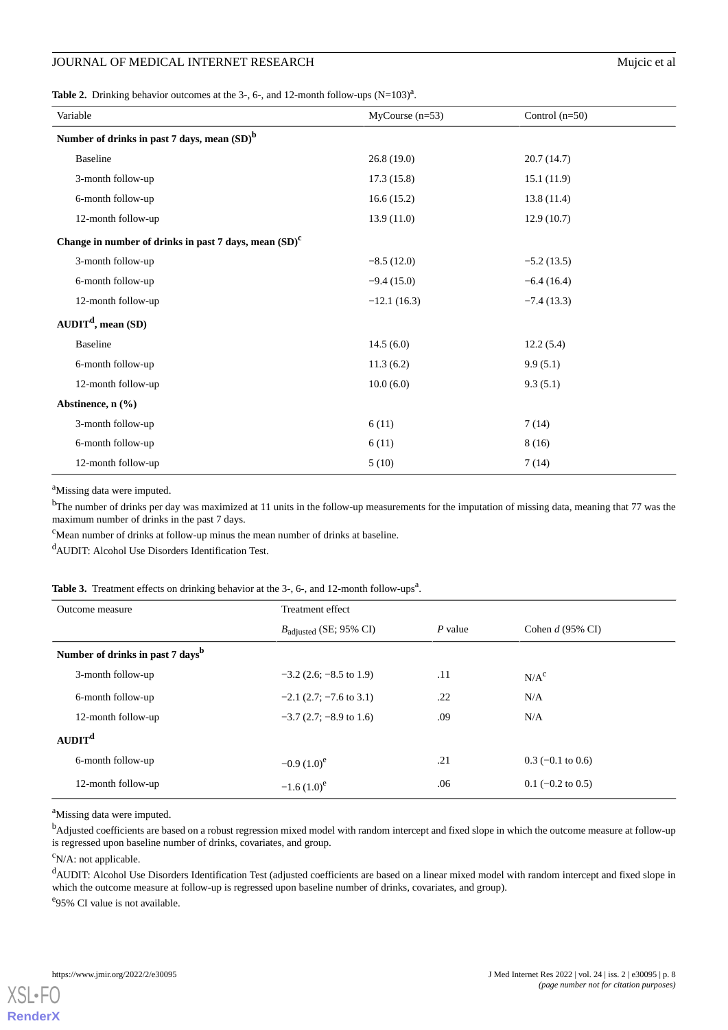**Table 2.** Drinking behavior outcomes at the 3-, 6-, and 12-month follow-ups (N=103)[a].

| Variable | MyCourse (n=53) | Control (n=50) |
|---|---|---|
| **Number of drinks in past 7 days, mean (SD)[b]** | | |
| Baseline | 26.8 (19.0) | 20.7 (14.7) |
| 3-month follow-up | 17.3 (15.8) | 15.1 (11.9) |
| 6-month follow-up | 16.6 (15.2) | 13.8 (11.4) |
| 12-month follow-up | 13.9 (11.0) | 12.9 (10.7) |
| **Change in number of drinks in past 7 days, mean (SD)[c]** | | |
| 3-month follow-up | −8.5 (12.0) | −5.2 (13.5) |
| 6-month follow-up | −9.4 (15.0) | −6.4 (16.4) |
| 12-month follow-up | −12.1 (16.3) | −7.4 (13.3) |
| **AUDIT[d], mean (SD)** | | |
| Baseline | 14.5 (6.0) | 12.2 (5.4) |
| 6-month follow-up | 11.3 (6.2) | 9.9 (5.1) |
| 12-month follow-up | 10.0 (6.0) | 9.3 (5.1) |
| **Abstinence, n (%)** | | |
| 3-month follow-up | 6 (11) | 7 (14) |
| 6-month follow-up | 6 (11) | 8 (16) |
| 12-month follow-up | 5 (10) | 7 (14) |

[a]Missing data were imputed.

[b]The number of drinks per day was maximized at 11 units in the follow-up measurements for the imputation of missing data, meaning that 77 was the maximum number of drinks in the past 7 days.

[c]Mean number of drinks at follow-up minus the mean number of drinks at baseline.

[d]AUDIT: Alcohol Use Disorders Identification Test.

**Table 3.** Treatment effects on drinking behavior at the 3-, 6-, and 12-month follow-ups[a].

| Outcome measure | Treatment effect | | |
|---|---|---|---|
| | $B_{adjusted}$ (SE; 95% CI) | *P* value | Cohen *d* (95% CI) |
| **Number of drinks in past 7 days[b]** | | | |
| 3-month follow-up | −3.2 (2.6; −8.5 to 1.9) | .11 | N/A[c] |
| 6-month follow-up | −2.1 (2.7; −7.6 to 3.1) | .22 | N/A |
| 12-month follow-up | −3.7 (2.7; −8.9 to 1.6) | .09 | N/A |
| **AUDIT[d]** | | | |
| 6-month follow-up | −0.9 (1.0)[e] | .21 | 0.3 (−0.1 to 0.6) |
| 12-month follow-up | −1.6 (1.0)[e] | .06 | 0.1 (−0.2 to 0.5) |

[a]Missing data were imputed.

[b]Adjusted coefficients are based on a robust regression mixed model with random intercept and fixed slope in which the outcome measure at follow-up is regressed upon baseline number of drinks, covariates, and group.

[c]N/A: not applicable.

[d]AUDIT: Alcohol Use Disorders Identification Test (adjusted coefficients are based on a linear mixed model with random intercept and fixed slope in which the outcome measure at follow-up is regressed upon baseline number of drinks, covariates, and group).

[e]95% CI value is not available.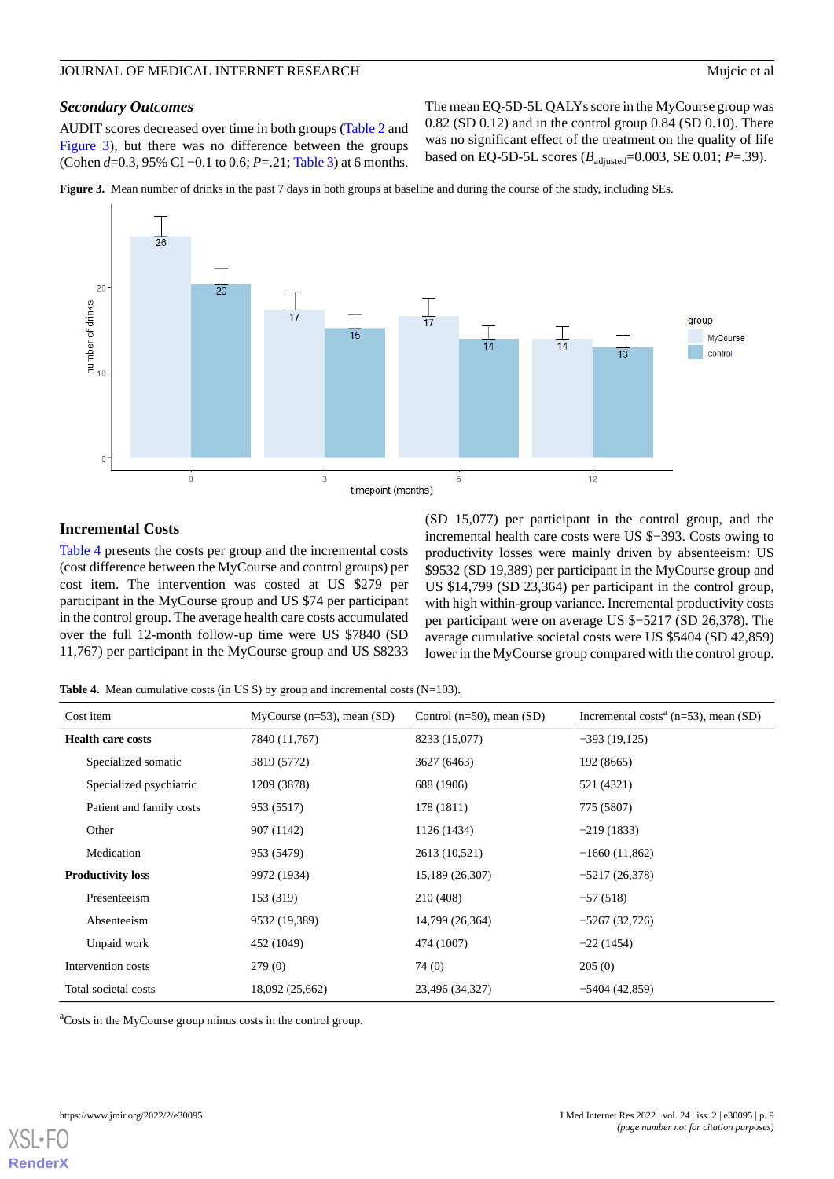### Secondary Outcomes

AUDIT scores decreased over time in both groups (Table 2 and Figure 3), but there was no difference between the groups (Cohen *d*=0.3, 95% CI −0.1 to 0.6; *P*=.21; Table 3) at 6 months.

The mean EQ-5D-5L QALYs score in the MyCourse group was 0.82 (SD 0.12) and in the control group 0.84 (SD 0.10). There was no significant effect of the treatment on the quality of life based on EQ-5D-5L scores ($B_{adjusted}$=0.003, SE 0.01; *P*=.39).

**Figure 3.** Mean number of drinks in the past 7 days in both groups at baseline and during the course of the study, including SEs.

## Incremental Costs

Table 4 presents the costs per group and the incremental costs (cost difference between the MyCourse and control groups) per cost item. The intervention was costed at US $279 per participant in the MyCourse group and US $74 per participant in the control group. The average health care costs accumulated over the full 12-month follow-up time were US $7840 (SD 11,767) per participant in the MyCourse group and US $8233 (SD 15,077) per participant in the control group, and the incremental health care costs were US $−393. Costs owing to productivity losses were mainly driven by absenteeism: US $9532 (SD 19,389) per participant in the MyCourse group and US $14,799 (SD 23,364) per participant in the control group, with high within-group variance. Incremental productivity costs per participant were on average US $−5217 (SD 26,378). The average cumulative societal costs were US $5404 (SD 42,859) lower in the MyCourse group compared with the control group.

**Table 4.** Mean cumulative costs (in US $) by group and incremental costs (N=103).

| Cost item | MyCourse (n=53), mean (SD) | Control (n=50), mean (SD) | Incremental costs[a] (n=53), mean (SD) |
|---|---|---|---|
| **Health care costs** | 7840 (11,767) | 8233 (15,077) | −393 (19,125) |
| Specialized somatic | 3819 (5772) | 3627 (6463) | 192 (8665) |
| Specialized psychiatric | 1209 (3878) | 688 (1906) | 521 (4321) |
| Patient and family costs | 953 (5517) | 178 (1811) | 775 (5807) |
| Other | 907 (1142) | 1126 (1434) | −219 (1833) |
| Medication | 953 (5479) | 2613 (10,521) | −1660 (11,862) |
| **Productivity loss** | 9972 (1934) | 15,189 (26,307) | −5217 (26,378) |
| Presenteeism | 153 (319) | 210 (408) | −57 (518) |
| Absenteeism | 9532 (19,389) | 14,799 (26,364) | −5267 (32,726) |
| Unpaid work | 452 (1049) | 474 (1007) | −22 (1454) |
| Intervention costs | 279 (0) | 74 (0) | 205 (0) |
| Total societal costs | 18,092 (25,662) | 23,496 (34,327) | −5404 (42,859) |

[a]Costs in the MyCourse group minus costs in the control group.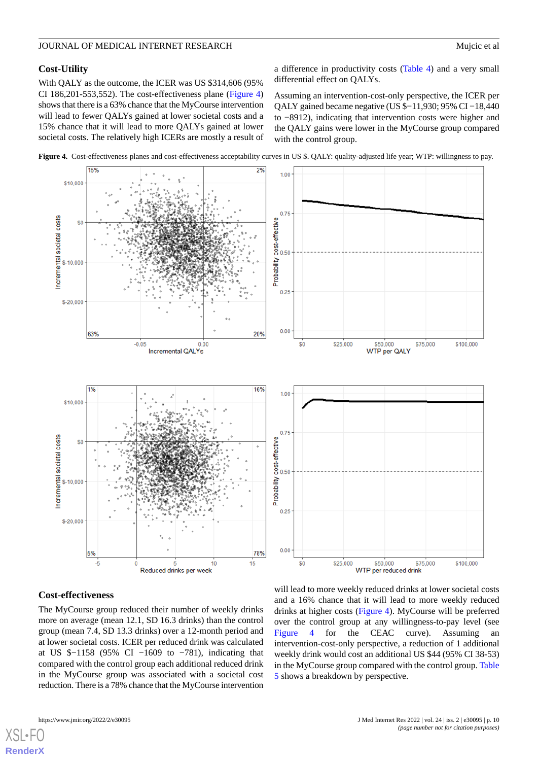### Cost-Utility

With QALY as the outcome, the ICER was US $314,606 (95% CI 186,201-553,552). The cost-effectiveness plane (Figure 4) shows that there is a 63% chance that the MyCourse intervention will lead to fewer QALYs gained at lower societal costs and a 15% chance that it will lead to more QALYs gained at lower societal costs. The relatively high ICERs are mostly a result of a difference in productivity costs (Table 4) and a very small differential effect on QALYs.

Assuming an intervention-cost-only perspective, the ICER per QALY gained became negative (US $−11,930; 95% CI −18,440 to −8912), indicating that intervention costs were higher and the QALY gains were lower in the MyCourse group compared with the control group.

**Figure 4.** Cost-effectiveness planes and cost-effectiveness acceptability curves in US $. QALY: quality-adjusted life year; WTP: willingness to pay.

### Cost-effectiveness

The MyCourse group reduced their number of weekly drinks more on average (mean 12.1, SD 16.3 drinks) than the control group (mean 7.4, SD 13.3 drinks) over a 12-month period and at lower societal costs. ICER per reduced drink was calculated at US $−1158 (95% CI −1609 to −781), indicating that compared with the control group each additional reduced drink in the MyCourse group was associated with a societal cost reduction. There is a 78% chance that the MyCourse intervention will lead to more weekly reduced drinks at lower societal costs and a 16% chance that it will lead to more weekly reduced drinks at higher costs (Figure 4). MyCourse will be preferred over the control group at any willingness-to-pay level (see Figure 4 for the CEAC curve). Assuming an intervention-cost-only perspective, a reduction of 1 additional weekly drink would cost an additional US $44 (95% CI 38-53) in the MyCourse group compared with the control group. Table 5 shows a breakdown by perspective.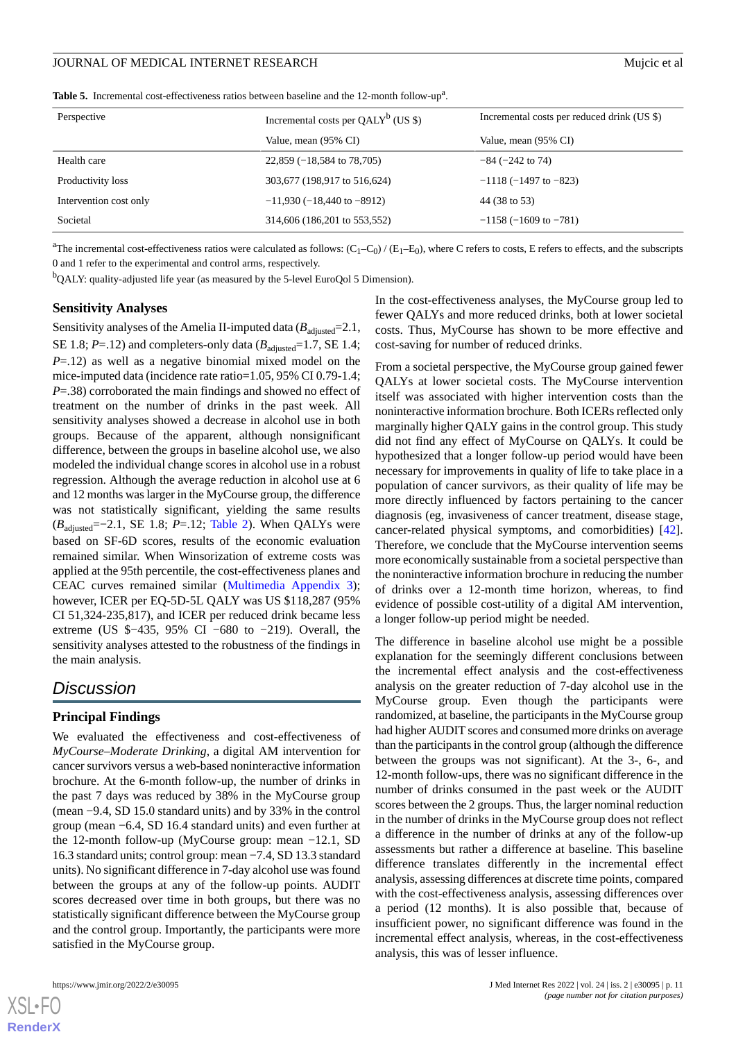**Table 5.** Incremental cost-effectiveness ratios between baseline and the 12-month follow-up[a].

| Perspective | Incremental costs per QALY[b] (US $) | Incremental costs per reduced drink (US $) |
|---|---|---|
| | Value, mean (95% CI) | Value, mean (95% CI) |
| Health care | 22,859 (−18,584 to 78,705) | −84 (−242 to 74) |
| Productivity loss | 303,677 (198,917 to 516,624) | −1118 (−1497 to −823) |
| Intervention cost only | −11,930 (−18,440 to −8912) | 44 (38 to 53) |
| Societal | 314,606 (186,201 to 553,552) | −1158 (−1609 to −781) |

[a]The incremental cost-effectiveness ratios were calculated as follows: $(C_1–C_0) / (E_1–E_0)$, where C refers to costs, E refers to effects, and the subscripts 0 and 1 refer to the experimental and control arms, respectively.

[b]QALY: quality-adjusted life year (as measured by the 5-level EuroQol 5 Dimension).

### Sensitivity Analyses

Sensitivity analyses of the Amelia II-imputed data ($B_{adjusted}$=2.1, SE 1.8; $P$=.12) and completers-only data ($B_{adjusted}$=1.7, SE 1.4; $P$=.12) as well as a negative binomial mixed model on the mice-imputed data (incidence rate ratio=1.05, 95% CI 0.79-1.4; $P$=.38) corroborated the main findings and showed no effect of treatment on the number of drinks in the past week. All sensitivity analyses showed a decrease in alcohol use in both groups. Because of the apparent, although nonsignificant difference, between the groups in baseline alcohol use, we also modeled the individual change scores in alcohol use in a robust regression. Although the average reduction in alcohol use at 6 and 12 months was larger in the MyCourse group, the difference was not statistically significant, yielding the same results ($B_{adjusted}$=−2.1, SE 1.8; $P$=.12; Table 2). When QALYs were based on SF-6D scores, results of the economic evaluation remained similar. When Winsorization of extreme costs was applied at the 95th percentile, the cost-effectiveness planes and CEAC curves remained similar (Multimedia Appendix 3); however, ICER per EQ-5D-5L QALY was US $118,287 (95% CI 51,324-235,817), and ICER per reduced drink became less extreme (US $−435, 95% CI −680 to −219). Overall, the sensitivity analyses attested to the robustness of the findings in the main analysis.

## Discussion

### Principal Findings

We evaluated the effectiveness and cost-effectiveness of *MyCourse–Moderate Drinking*, a digital AM intervention for cancer survivors versus a web-based noninteractive information brochure. At the 6-month follow-up, the number of drinks in the past 7 days was reduced by 38% in the MyCourse group (mean −9.4, SD 15.0 standard units) and by 33% in the control group (mean −6.4, SD 16.4 standard units) and even further at the 12-month follow-up (MyCourse group: mean −12.1, SD 16.3 standard units; control group: mean −7.4, SD 13.3 standard units). No significant difference in 7-day alcohol use was found between the groups at any of the follow-up points. AUDIT scores decreased over time in both groups, but there was no statistically significant difference between the MyCourse group and the control group. Importantly, the participants were more satisfied in the MyCourse group.

In the cost-effectiveness analyses, the MyCourse group led to fewer QALYs and more reduced drinks, both at lower societal costs. Thus, MyCourse has shown to be more effective and cost-saving for number of reduced drinks.

From a societal perspective, the MyCourse group gained fewer QALYs at lower societal costs. The MyCourse intervention itself was associated with higher intervention costs than the noninteractive information brochure. Both ICERs reflected only marginally higher QALY gains in the control group. This study did not find any effect of MyCourse on QALYs. It could be hypothesized that a longer follow-up period would have been necessary for improvements in quality of life to take place in a population of cancer survivors, as their quality of life may be more directly influenced by factors pertaining to the cancer diagnosis (eg, invasiveness of cancer treatment, disease stage, cancer-related physical symptoms, and comorbidities) [42]. Therefore, we conclude that the MyCourse intervention seems more economically sustainable from a societal perspective than the noninteractive information brochure in reducing the number of drinks over a 12-month time horizon, whereas, to find evidence of possible cost-utility of a digital AM intervention, a longer follow-up period might be needed.

The difference in baseline alcohol use might be a possible explanation for the seemingly different conclusions between the incremental effect analysis and the cost-effectiveness analysis on the greater reduction of 7-day alcohol use in the MyCourse group. Even though the participants were randomized, at baseline, the participants in the MyCourse group had higher AUDIT scores and consumed more drinks on average than the participants in the control group (although the difference between the groups was not significant). At the 3-, 6-, and 12-month follow-ups, there was no significant difference in the number of drinks consumed in the past week or the AUDIT scores between the 2 groups. Thus, the larger nominal reduction in the number of drinks in the MyCourse group does not reflect a difference in the number of drinks at any of the follow-up assessments but rather a difference at baseline. This baseline difference translates differently in the incremental effect analysis, assessing differences at discrete time points, compared with the cost-effectiveness analysis, assessing differences over a period (12 months). It is also possible that, because of insufficient power, no significant difference was found in the incremental effect analysis, whereas, in the cost-effectiveness analysis, this was of lesser influence.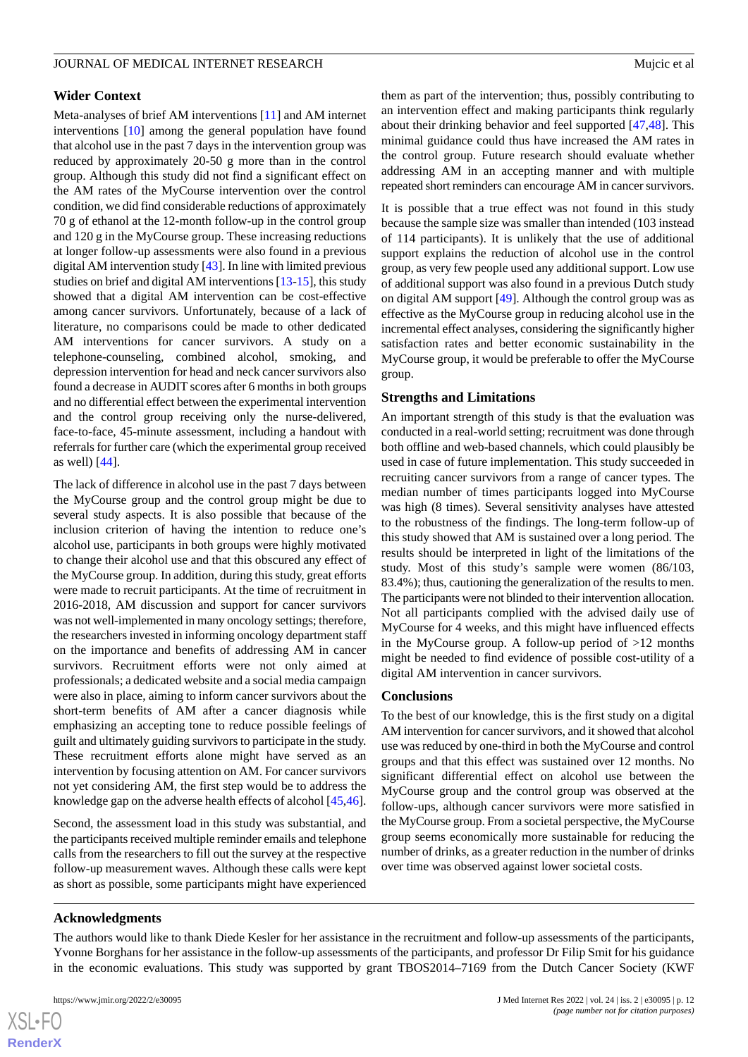### Wider Context

Meta-analyses of brief AM interventions [11] and AM internet interventions [10] among the general population have found that alcohol use in the past 7 days in the intervention group was reduced by approximately 20-50 g more than in the control group. Although this study did not find a significant effect on the AM rates of the MyCourse intervention over the control condition, we did find considerable reductions of approximately 70 g of ethanol at the 12-month follow-up in the control group and 120 g in the MyCourse group. These increasing reductions at longer follow-up assessments were also found in a previous digital AM intervention study [43]. In line with limited previous studies on brief and digital AM interventions [13-15], this study showed that a digital AM intervention can be cost-effective among cancer survivors. Unfortunately, because of a lack of literature, no comparisons could be made to other dedicated AM interventions for cancer survivors. A study on a telephone-counseling, combined alcohol, smoking, and depression intervention for head and neck cancer survivors also found a decrease in AUDIT scores after 6 months in both groups and no differential effect between the experimental intervention and the control group receiving only the nurse-delivered, face-to-face, 45-minute assessment, including a handout with referrals for further care (which the experimental group received as well) [44].

The lack of difference in alcohol use in the past 7 days between the MyCourse group and the control group might be due to several study aspects. It is also possible that because of the inclusion criterion of having the intention to reduce one's alcohol use, participants in both groups were highly motivated to change their alcohol use and that this obscured any effect of the MyCourse group. In addition, during this study, great efforts were made to recruit participants. At the time of recruitment in 2016-2018, AM discussion and support for cancer survivors was not well-implemented in many oncology settings; therefore, the researchers invested in informing oncology department staff on the importance and benefits of addressing AM in cancer survivors. Recruitment efforts were not only aimed at professionals; a dedicated website and a social media campaign were also in place, aiming to inform cancer survivors about the short-term benefits of AM after a cancer diagnosis while emphasizing an accepting tone to reduce possible feelings of guilt and ultimately guiding survivors to participate in the study. These recruitment efforts alone might have served as an intervention by focusing attention on AM. For cancer survivors not yet considering AM, the first step would be to address the knowledge gap on the adverse health effects of alcohol [45,46].

Second, the assessment load in this study was substantial, and the participants received multiple reminder emails and telephone calls from the researchers to fill out the survey at the respective follow-up measurement waves. Although these calls were kept as short as possible, some participants might have experienced them as part of the intervention; thus, possibly contributing to an intervention effect and making participants think regularly about their drinking behavior and feel supported [47,48]. This minimal guidance could thus have increased the AM rates in the control group. Future research should evaluate whether addressing AM in an accepting manner and with multiple repeated short reminders can encourage AM in cancer survivors.

It is possible that a true effect was not found in this study because the sample size was smaller than intended (103 instead of 114 participants). It is unlikely that the use of additional support explains the reduction of alcohol use in the control group, as very few people used any additional support. Low use of additional support was also found in a previous Dutch study on digital AM support [49]. Although the control group was as effective as the MyCourse group in reducing alcohol use in the incremental effect analyses, considering the significantly higher satisfaction rates and better economic sustainability in the MyCourse group, it would be preferable to offer the MyCourse group.

### Strengths and Limitations

An important strength of this study is that the evaluation was conducted in a real-world setting; recruitment was done through both offline and web-based channels, which could plausibly be used in case of future implementation. This study succeeded in recruiting cancer survivors from a range of cancer types. The median number of times participants logged into MyCourse was high (8 times). Several sensitivity analyses have attested to the robustness of the findings. The long-term follow-up of this study showed that AM is sustained over a long period. The results should be interpreted in light of the limitations of the study. Most of this study's sample were women (86/103, 83.4%); thus, cautioning the generalization of the results to men. The participants were not blinded to their intervention allocation. Not all participants complied with the advised daily use of MyCourse for 4 weeks, and this might have influenced effects in the MyCourse group. A follow-up period of >12 months might be needed to find evidence of possible cost-utility of a digital AM intervention in cancer survivors.

### Conclusions

To the best of our knowledge, this is the first study on a digital AM intervention for cancer survivors, and it showed that alcohol use was reduced by one-third in both the MyCourse and control groups and that this effect was sustained over 12 months. No significant differential effect on alcohol use between the MyCourse group and the control group was observed at the follow-ups, although cancer survivors were more satisfied in the MyCourse group. From a societal perspective, the MyCourse group seems economically more sustainable for reducing the number of drinks, as a greater reduction in the number of drinks over time was observed against lower societal costs.

## Acknowledgments

The authors would like to thank Diede Kesler for her assistance in the recruitment and follow-up assessments of the participants, Yvonne Borghans for her assistance in the follow-up assessments of the participants, and professor Dr Filip Smit for his guidance in the economic evaluations. This study was supported by grant TBOS2014–7169 from the Dutch Cancer Society (KWF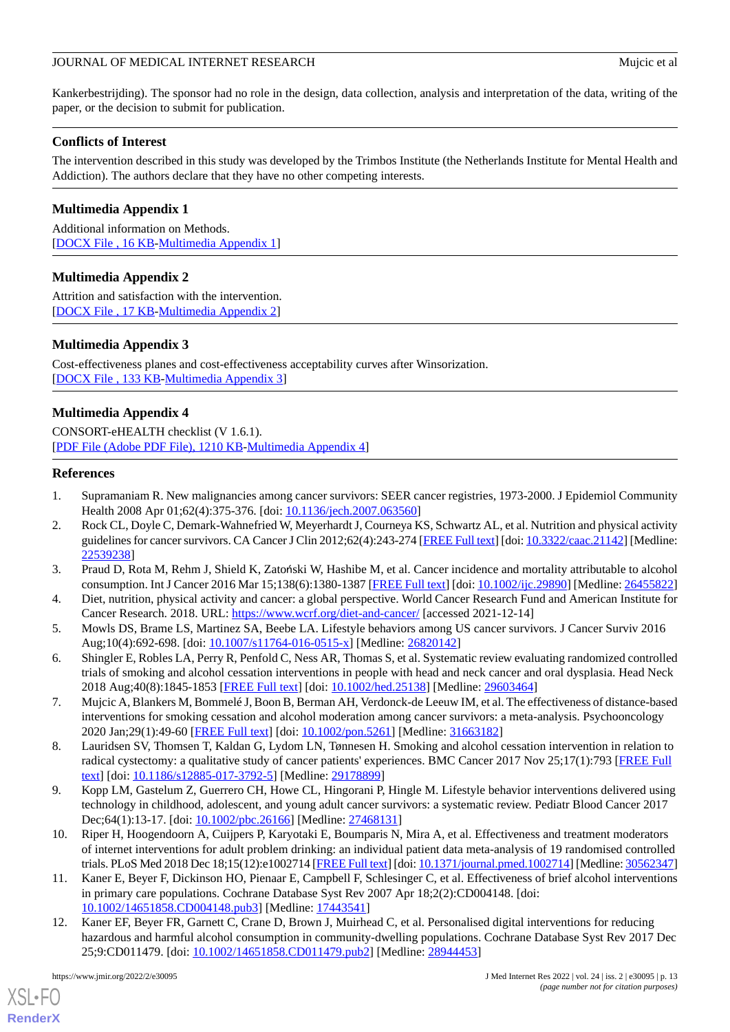Kankerbestrijding). The sponsor had no role in the design, data collection, analysis and interpretation of the data, writing of the paper, or the decision to submit for publication.

## Conflicts of Interest

The intervention described in this study was developed by the Trimbos Institute (the Netherlands Institute for Mental Health and Addiction). The authors declare that they have no other competing interests.

## Multimedia Appendix 1

Additional information on Methods.
[DOCX File , 16 KB-Multimedia Appendix 1]

## Multimedia Appendix 2

Attrition and satisfaction with the intervention.
[DOCX File , 17 KB-Multimedia Appendix 2]

## Multimedia Appendix 3

Cost-effectiveness planes and cost-effectiveness acceptability curves after Winsorization.
[DOCX File , 133 KB-Multimedia Appendix 3]

## Multimedia Appendix 4

CONSORT-eHEALTH checklist (V 1.6.1).
[PDF File (Adobe PDF File), 1210 KB-Multimedia Appendix 4]

## References

1. Supramaniam R. New malignancies among cancer survivors: SEER cancer registries, 1973-2000. J Epidemiol Community Health 2008 Apr 01;62(4):375-376. [doi: 10.1136/jech.2007.063560]
2. Rock CL, Doyle C, Demark-Wahnefried W, Meyerhardt J, Courneya KS, Schwartz AL, et al. Nutrition and physical activity guidelines for cancer survivors. CA Cancer J Clin 2012;62(4):243-274 [FREE Full text] [doi: 10.3322/caac.21142] [Medline: 22539238]
3. Praud D, Rota M, Rehm J, Shield K, Zatoński W, Hashibe M, et al. Cancer incidence and mortality attributable to alcohol consumption. Int J Cancer 2016 Mar 15;138(6):1380-1387 [FREE Full text] [doi: 10.1002/ijc.29890] [Medline: 26455822]
4. Diet, nutrition, physical activity and cancer: a global perspective. World Cancer Research Fund and American Institute for Cancer Research. 2018. URL: https://www.wcrf.org/diet-and-cancer/ [accessed 2021-12-14]
5. Mowls DS, Brame LS, Martinez SA, Beebe LA. Lifestyle behaviors among US cancer survivors. J Cancer Surviv 2016 Aug;10(4):692-698. [doi: 10.1007/s11764-016-0515-x] [Medline: 26820142]
6. Shingler E, Robles LA, Perry R, Penfold C, Ness AR, Thomas S, et al. Systematic review evaluating randomized controlled trials of smoking and alcohol cessation interventions in people with head and neck cancer and oral dysplasia. Head Neck 2018 Aug;40(8):1845-1853 [FREE Full text] [doi: 10.1002/hed.25138] [Medline: 29603464]
7. Mujcic A, Blankers M, Bommelé J, Boon B, Berman AH, Verdonck-de Leeuw IM, et al. The effectiveness of distance-based interventions for smoking cessation and alcohol moderation among cancer survivors: a meta-analysis. Psychooncology 2020 Jan;29(1):49-60 [FREE Full text] [doi: 10.1002/pon.5261] [Medline: 31663182]
8. Lauridsen SV, Thomsen T, Kaldan G, Lydom LN, Tønnesen H. Smoking and alcohol cessation intervention in relation to radical cystectomy: a qualitative study of cancer patients' experiences. BMC Cancer 2017 Nov 25;17(1):793 [FREE Full text] [doi: 10.1186/s12885-017-3792-5] [Medline: 29178899]
9. Kopp LM, Gastelum Z, Guerrero CH, Howe CL, Hingorani P, Hingle M. Lifestyle behavior interventions delivered using technology in childhood, adolescent, and young adult cancer survivors: a systematic review. Pediatr Blood Cancer 2017 Dec;64(1):13-17. [doi: 10.1002/pbc.26166] [Medline: 27468131]
10. Riper H, Hoogendoorn A, Cuijpers P, Karyotaki E, Boumparis N, Mira A, et al. Effectiveness and treatment moderators of internet interventions for adult problem drinking: an individual patient data meta-analysis of 19 randomised controlled trials. PLoS Med 2018 Dec 18;15(12):e1002714 [FREE Full text] [doi: 10.1371/journal.pmed.1002714] [Medline: 30562347]
11. Kaner E, Beyer F, Dickinson HO, Pienaar E, Campbell F, Schlesinger C, et al. Effectiveness of brief alcohol interventions in primary care populations. Cochrane Database Syst Rev 2007 Apr 18;2(2):CD004148. [doi: 10.1002/14651858.CD004148.pub3] [Medline: 17443541]
12. Kaner EF, Beyer FR, Garnett C, Crane D, Brown J, Muirhead C, et al. Personalised digital interventions for reducing hazardous and harmful alcohol consumption in community-dwelling populations. Cochrane Database Syst Rev 2017 Dec 25;9:CD011479. [doi: 10.1002/14651858.CD011479.pub2] [Medline: 28944453]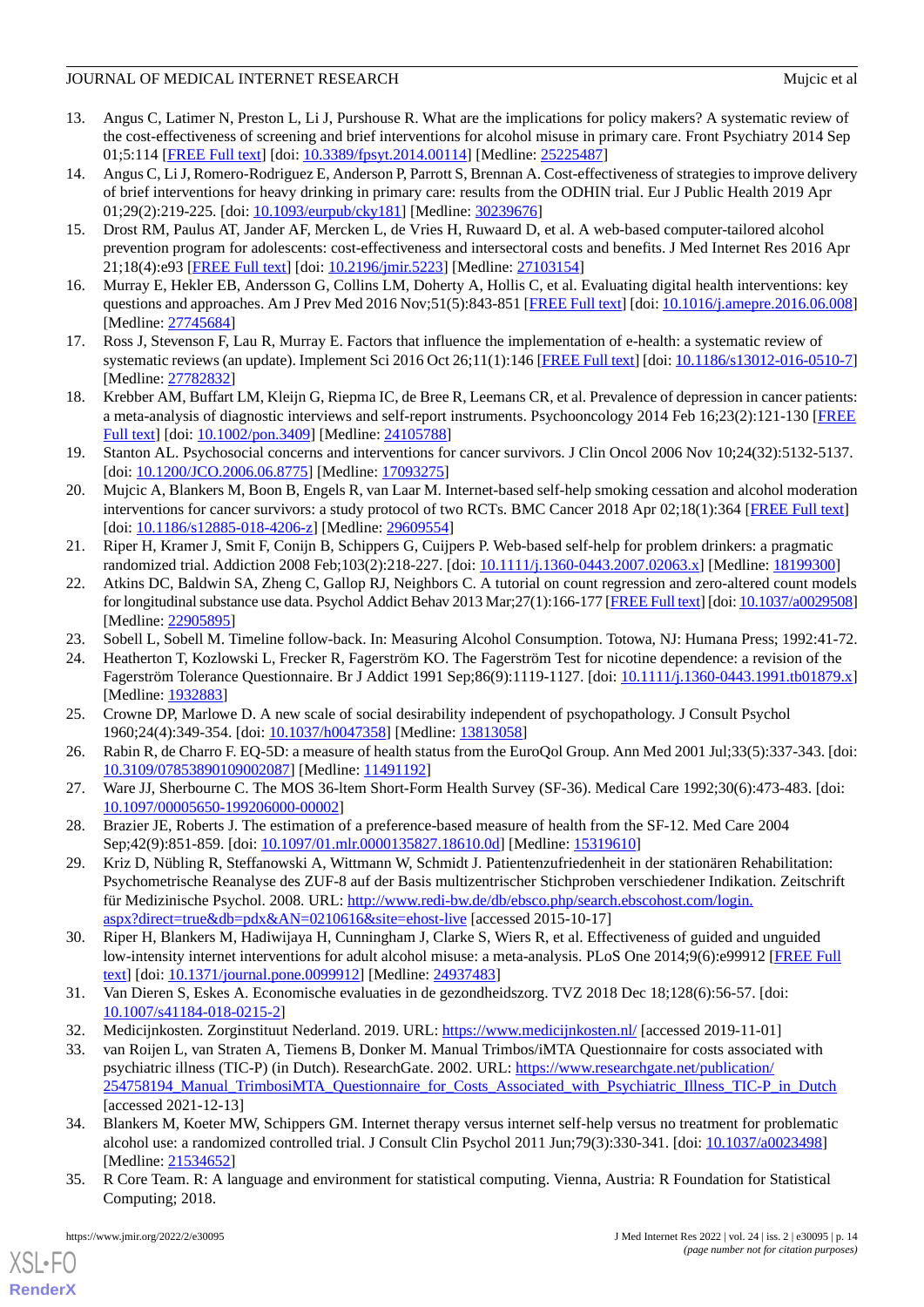13. Angus C, Latimer N, Preston L, Li J, Purshouse R. What are the implications for policy makers? A systematic review of the cost-effectiveness of screening and brief interventions for alcohol misuse in primary care. Front Psychiatry 2014 Sep 01;5:114 [FREE Full text] [doi: 10.3389/fpsyt.2014.00114] [Medline: 25225487]
14. Angus C, Li J, Romero-Rodriguez E, Anderson P, Parrott S, Brennan A. Cost-effectiveness of strategies to improve delivery of brief interventions for heavy drinking in primary care: results from the ODHIN trial. Eur J Public Health 2019 Apr 01;29(2):219-225. [doi: 10.1093/eurpub/cky181] [Medline: 30239676]
15. Drost RM, Paulus AT, Jander AF, Mercken L, de Vries H, Ruwaard D, et al. A web-based computer-tailored alcohol prevention program for adolescents: cost-effectiveness and intersectoral costs and benefits. J Med Internet Res 2016 Apr 21;18(4):e93 [FREE Full text] [doi: 10.2196/jmir.5223] [Medline: 27103154]
16. Murray E, Hekler EB, Andersson G, Collins LM, Doherty A, Hollis C, et al. Evaluating digital health interventions: key questions and approaches. Am J Prev Med 2016 Nov;51(5):843-851 [FREE Full text] [doi: 10.1016/j.amepre.2016.06.008] [Medline: 27745684]
17. Ross J, Stevenson F, Lau R, Murray E. Factors that influence the implementation of e-health: a systematic review of systematic reviews (an update). Implement Sci 2016 Oct 26;11(1):146 [FREE Full text] [doi: 10.1186/s13012-016-0510-7] [Medline: 27782832]
18. Krebber AM, Buffart LM, Kleijn G, Riepma IC, de Bree R, Leemans CR, et al. Prevalence of depression in cancer patients: a meta-analysis of diagnostic interviews and self-report instruments. Psychooncology 2014 Feb 16;23(2):121-130 [FREE Full text] [doi: 10.1002/pon.3409] [Medline: 24105788]
19. Stanton AL. Psychosocial concerns and interventions for cancer survivors. J Clin Oncol 2006 Nov 10;24(32):5132-5137. [doi: 10.1200/JCO.2006.06.8775] [Medline: 17093275]
20. Mujcic A, Blankers M, Boon B, Engels R, van Laar M. Internet-based self-help smoking cessation and alcohol moderation interventions for cancer survivors: a study protocol of two RCTs. BMC Cancer 2018 Apr 02;18(1):364 [FREE Full text] [doi: 10.1186/s12885-018-4206-z] [Medline: 29609554]
21. Riper H, Kramer J, Smit F, Conijn B, Schippers G, Cuijpers P. Web-based self-help for problem drinkers: a pragmatic randomized trial. Addiction 2008 Feb;103(2):218-227. [doi: 10.1111/j.1360-0443.2007.02063.x] [Medline: 18199300]
22. Atkins DC, Baldwin SA, Zheng C, Gallop RJ, Neighbors C. A tutorial on count regression and zero-altered count models for longitudinal substance use data. Psychol Addict Behav 2013 Mar;27(1):166-177 [FREE Full text] [doi: 10.1037/a0029508] [Medline: 22905895]
23. Sobell L, Sobell M. Timeline follow-back. In: Measuring Alcohol Consumption. Totowa, NJ: Humana Press; 1992:41-72.
24. Heatherton T, Kozlowski L, Frecker R, Fagerström KO. The Fagerström Test for nicotine dependence: a revision of the Fagerström Tolerance Questionnaire. Br J Addict 1991 Sep;86(9):1119-1127. [doi: 10.1111/j.1360-0443.1991.tb01879.x] [Medline: 1932883]
25. Crowne DP, Marlowe D. A new scale of social desirability independent of psychopathology. J Consult Psychol 1960;24(4):349-354. [doi: 10.1037/h0047358] [Medline: 13813058]
26. Rabin R, de Charro F. EQ-5D: a measure of health status from the EuroQol Group. Ann Med 2001 Jul;33(5):337-343. [doi: 10.3109/07853890109002087] [Medline: 11491192]
27. Ware JJ, Sherbourne C. The MOS 36-ltem Short-Form Health Survey (SF-36). Medical Care 1992;30(6):473-483. [doi: 10.1097/00005650-199206000-00002]
28. Brazier JE, Roberts J. The estimation of a preference-based measure of health from the SF-12. Med Care 2004 Sep;42(9):851-859. [doi: 10.1097/01.mlr.0000135827.18610.0d] [Medline: 15319610]
29. Kriz D, Nübling R, Steffanowski A, Wittmann W, Schmidt J. Patientenzufriedenheit in der stationären Rehabilitation: Psychometrische Reanalyse des ZUF-8 auf der Basis multizentrischer Stichproben verschiedener Indikation. Zeitschrift für Medizinische Psychol. 2008. URL: http://www.redi-bw.de/db/ebsco.php/search.ebscohost.com/login.aspx?direct=true&db=pdx&AN=0210616&site=ehost-live [accessed 2015-10-17]
30. Riper H, Blankers M, Hadiwijaya H, Cunningham J, Clarke S, Wiers R, et al. Effectiveness of guided and unguided low-intensity internet interventions for adult alcohol misuse: a meta-analysis. PLoS One 2014;9(6):e99912 [FREE Full text] [doi: 10.1371/journal.pone.0099912] [Medline: 24937483]
31. Van Dieren S, Eskes A. Economische evaluaties in de gezondheidszorg. TVZ 2018 Dec 18;128(6):56-57. [doi: 10.1007/s41184-018-0215-2]
32. Medicijnkosten. Zorginstituut Nederland. 2019. URL: https://www.medicijnkosten.nl/ [accessed 2019-11-01]
33. van Roijen L, van Straten A, Tiemens B, Donker M. Manual Trimbos/iMTA Questionnaire for costs associated with psychiatric illness (TIC-P) (in Dutch). ResearchGate. 2002. URL: https://www.researchgate.net/publication/254758194_Manual_TrimbosiMTA_Questionnaire_for_Costs_Associated_with_Psychiatric_Illness_TIC-P_in_Dutch [accessed 2021-12-13]
34. Blankers M, Koeter MW, Schippers GM. Internet therapy versus internet self-help versus no treatment for problematic alcohol use: a randomized controlled trial. J Consult Clin Psychol 2011 Jun;79(3):330-341. [doi: 10.1037/a0023498] [Medline: 21534652]
35. R Core Team. R: A language and environment for statistical computing. Vienna, Austria: R Foundation for Statistical Computing; 2018.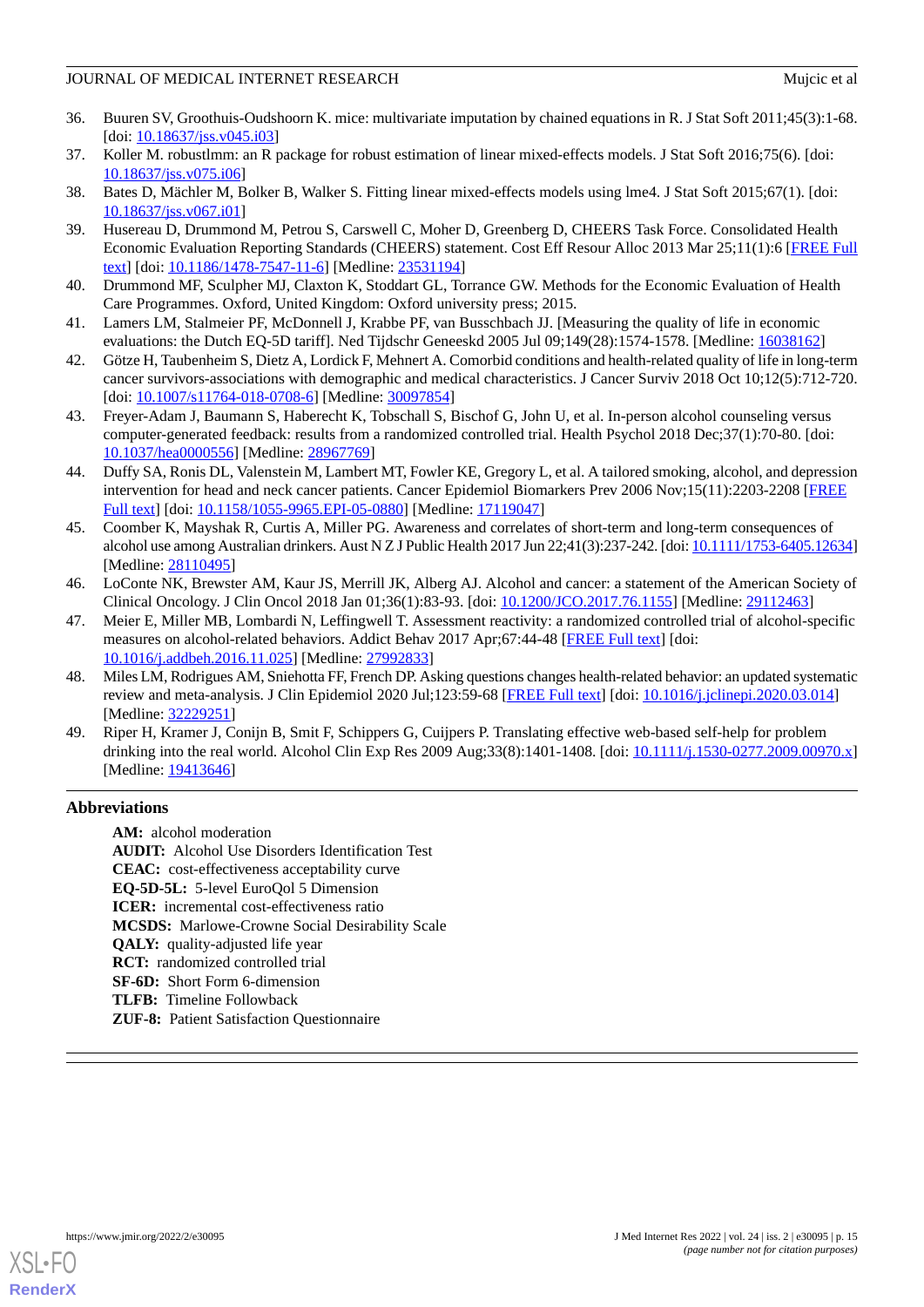36. Buuren SV, Groothuis-Oudshoorn K. mice: multivariate imputation by chained equations in R. J Stat Soft 2011;45(3):1-68. [doi: 10.18637/jss.v045.i03]
37. Koller M. robustlmm: an R package for robust estimation of linear mixed-effects models. J Stat Soft 2016;75(6). [doi: 10.18637/jss.v075.i06]
38. Bates D, Mächler M, Bolker B, Walker S. Fitting linear mixed-effects models using lme4. J Stat Soft 2015;67(1). [doi: 10.18637/jss.v067.i01]
39. Husereau D, Drummond M, Petrou S, Carswell C, Moher D, Greenberg D, CHEERS Task Force. Consolidated Health Economic Evaluation Reporting Standards (CHEERS) statement. Cost Eff Resour Alloc 2013 Mar 25;11(1):6 [FREE Full text] [doi: 10.1186/1478-7547-11-6] [Medline: 23531194]
40. Drummond MF, Sculpher MJ, Claxton K, Stoddart GL, Torrance GW. Methods for the Economic Evaluation of Health Care Programmes. Oxford, United Kingdom: Oxford university press; 2015.
41. Lamers LM, Stalmeier PF, McDonnell J, Krabbe PF, van Busschbach JJ. [Measuring the quality of life in economic evaluations: the Dutch EQ-5D tariff]. Ned Tijdschr Geneeskd 2005 Jul 09;149(28):1574-1578. [Medline: 16038162]
42. Götze H, Taubenheim S, Dietz A, Lordick F, Mehnert A. Comorbid conditions and health-related quality of life in long-term cancer survivors-associations with demographic and medical characteristics. J Cancer Surviv 2018 Oct 10;12(5):712-720. [doi: 10.1007/s11764-018-0708-6] [Medline: 30097854]
43. Freyer-Adam J, Baumann S, Haberecht K, Tobschall S, Bischof G, John U, et al. In-person alcohol counseling versus computer-generated feedback: results from a randomized controlled trial. Health Psychol 2018 Dec;37(1):70-80. [doi: 10.1037/hea0000556] [Medline: 28967769]
44. Duffy SA, Ronis DL, Valenstein M, Lambert MT, Fowler KE, Gregory L, et al. A tailored smoking, alcohol, and depression intervention for head and neck cancer patients. Cancer Epidemiol Biomarkers Prev 2006 Nov;15(11):2203-2208 [FREE Full text] [doi: 10.1158/1055-9965.EPI-05-0880] [Medline: 17119047]
45. Coomber K, Mayshak R, Curtis A, Miller PG. Awareness and correlates of short-term and long-term consequences of alcohol use among Australian drinkers. Aust N Z J Public Health 2017 Jun 22;41(3):237-242. [doi: 10.1111/1753-6405.12634] [Medline: 28110495]
46. LoConte NK, Brewster AM, Kaur JS, Merrill JK, Alberg AJ. Alcohol and cancer: a statement of the American Society of Clinical Oncology. J Clin Oncol 2018 Jan 01;36(1):83-93. [doi: 10.1200/JCO.2017.76.1155] [Medline: 29112463]
47. Meier E, Miller MB, Lombardi N, Leffingwell T. Assessment reactivity: a randomized controlled trial of alcohol-specific measures on alcohol-related behaviors. Addict Behav 2017 Apr;67:44-48 [FREE Full text] [doi: 10.1016/j.addbeh.2016.11.025] [Medline: 27992833]
48. Miles LM, Rodrigues AM, Sniehotta FF, French DP. Asking questions changes health-related behavior: an updated systematic review and meta-analysis. J Clin Epidemiol 2020 Jul;123:59-68 [FREE Full text] [doi: 10.1016/j.jclinepi.2020.03.014] [Medline: 32229251]
49. Riper H, Kramer J, Conijn B, Smit F, Schippers G, Cuijpers P. Translating effective web-based self-help for problem drinking into the real world. Alcohol Clin Exp Res 2009 Aug;33(8):1401-1408. [doi: 10.1111/j.1530-0277.2009.00970.x] [Medline: 19413646]

## Abbreviations

**AM:** alcohol moderation
**AUDIT:** Alcohol Use Disorders Identification Test
**CEAC:** cost-effectiveness acceptability curve
**EQ-5D-5L:** 5-level EuroQol 5 Dimension
**ICER:** incremental cost-effectiveness ratio
**MCSDS:** Marlowe-Crowne Social Desirability Scale
**QALY:** quality-adjusted life year
**RCT:** randomized controlled trial
**SF-6D:** Short Form 6-dimension
**TLFB:** Timeline Followback
**ZUF-8:** Patient Satisfaction Questionnaire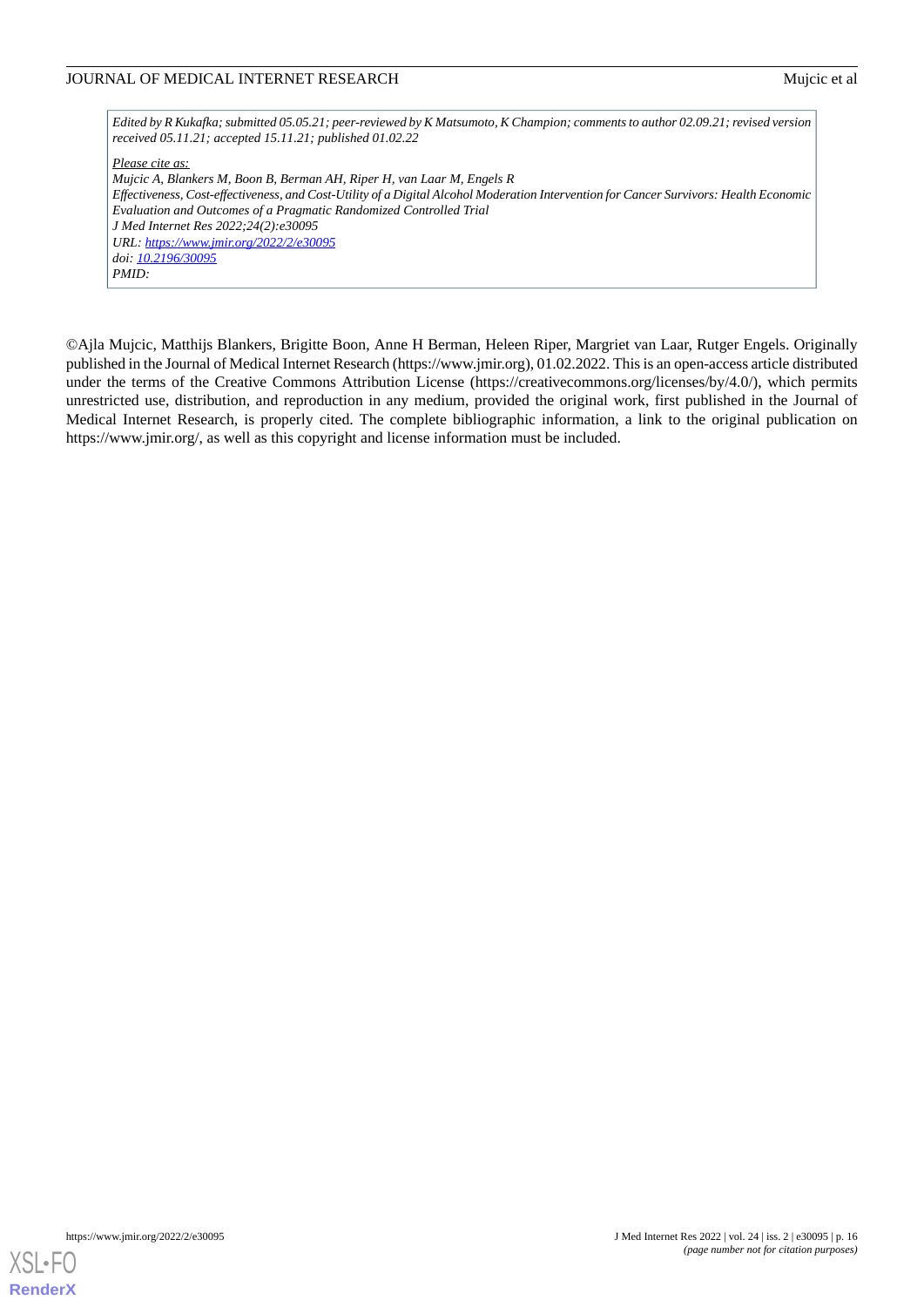*Edited by R Kukafka; submitted 05.05.21; peer-reviewed by K Matsumoto, K Champion; comments to author 02.09.21; revised version received 05.11.21; accepted 15.11.21; published 01.02.22*

*Please cite as:*
*Mujcic A, Blankers M, Boon B, Berman AH, Riper H, van Laar M, Engels R*
*Effectiveness, Cost-effectiveness, and Cost-Utility of a Digital Alcohol Moderation Intervention for Cancer Survivors: Health Economic Evaluation and Outcomes of a Pragmatic Randomized Controlled Trial*
*J Med Internet Res 2022;24(2):e30095*
*URL: https://www.jmir.org/2022/2/e30095*
*doi: 10.2196/30095*
*PMID:*

©Ajla Mujcic, Matthijs Blankers, Brigitte Boon, Anne H Berman, Heleen Riper, Margriet van Laar, Rutger Engels. Originally published in the Journal of Medical Internet Research (https://www.jmir.org), 01.02.2022. This is an open-access article distributed under the terms of the Creative Commons Attribution License (https://creativecommons.org/licenses/by/4.0/), which permits unrestricted use, distribution, and reproduction in any medium, provided the original work, first published in the Journal of Medical Internet Research, is properly cited. The complete bibliographic information, a link to the original publication on https://www.jmir.org/, as well as this copyright and license information must be included.